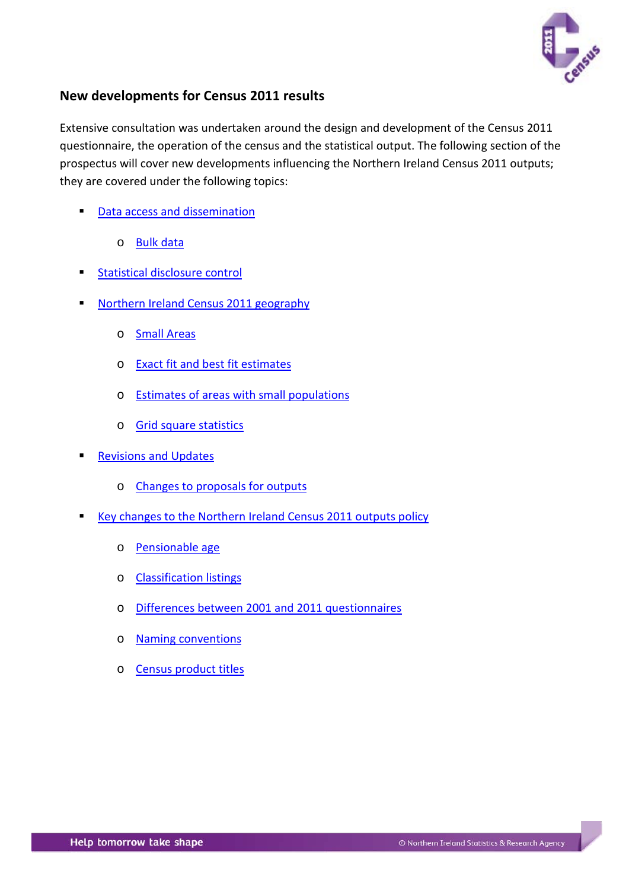## New developments for Census 2011 results

Extensive consultation was undertaken around the design and development of the Census 2011 questionnaire, the operation of the census and the statistical output. The following section of the prospectus will cover new developments influencing the Northern Ireland Census 2011 outputs; they are covered under the following topics:

- Data access and dissemination
  - Bulk data
- Statistical disclosure control
- Northern Ireland Census 2011 geography
  - Small Areas
  - Exact fit and best fit estimates
  - Estimates of areas with small populations
  - Grid square statistics
- Revisions and Updates
  - Changes to proposals for outputs
- Key changes to the Northern Ireland Census 2011 outputs policy
  - Pensionable age
  - Classification listings
  - Differences between 2001 and 2011 questionnaires
  - Naming conventions
  - Census product titles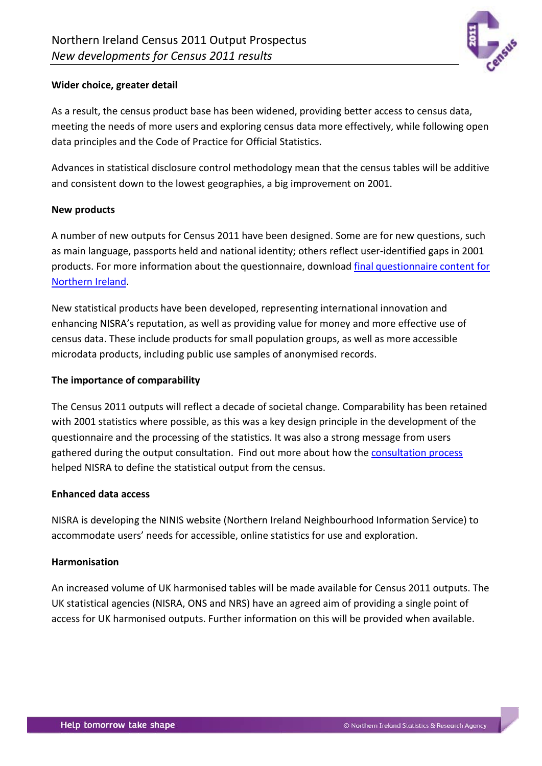### Wider choice, greater detail

As a result, the census product base has been widened, providing better access to census data, meeting the needs of more users and exploring census data more effectively, while following open data principles and the Code of Practice for Official Statistics.

Advances in statistical disclosure control methodology mean that the census tables will be additive and consistent down to the lowest geographies, a big improvement on 2001.

### New products

A number of new outputs for Census 2011 have been designed. Some are for new questions, such as main language, passports held and national identity; others reflect user-identified gaps in 2001 products. For more information about the questionnaire, download final questionnaire content for Northern Ireland.

New statistical products have been developed, representing international innovation and enhancing NISRA's reputation, as well as providing value for money and more effective use of census data. These include products for small population groups, as well as more accessible microdata products, including public use samples of anonymised records.

### The importance of comparability

The Census 2011 outputs will reflect a decade of societal change. Comparability has been retained with 2001 statistics where possible, as this was a key design principle in the development of the questionnaire and the processing of the statistics. It was also a strong message from users gathered during the output consultation. Find out more about how the consultation process helped NISRA to define the statistical output from the census.

### Enhanced data access

NISRA is developing the NINIS website (Northern Ireland Neighbourhood Information Service) to accommodate users' needs for accessible, online statistics for use and exploration.

### Harmonisation

An increased volume of UK harmonised tables will be made available for Census 2011 outputs. The UK statistical agencies (NISRA, ONS and NRS) have an agreed aim of providing a single point of access for UK harmonised outputs. Further information on this will be provided when available.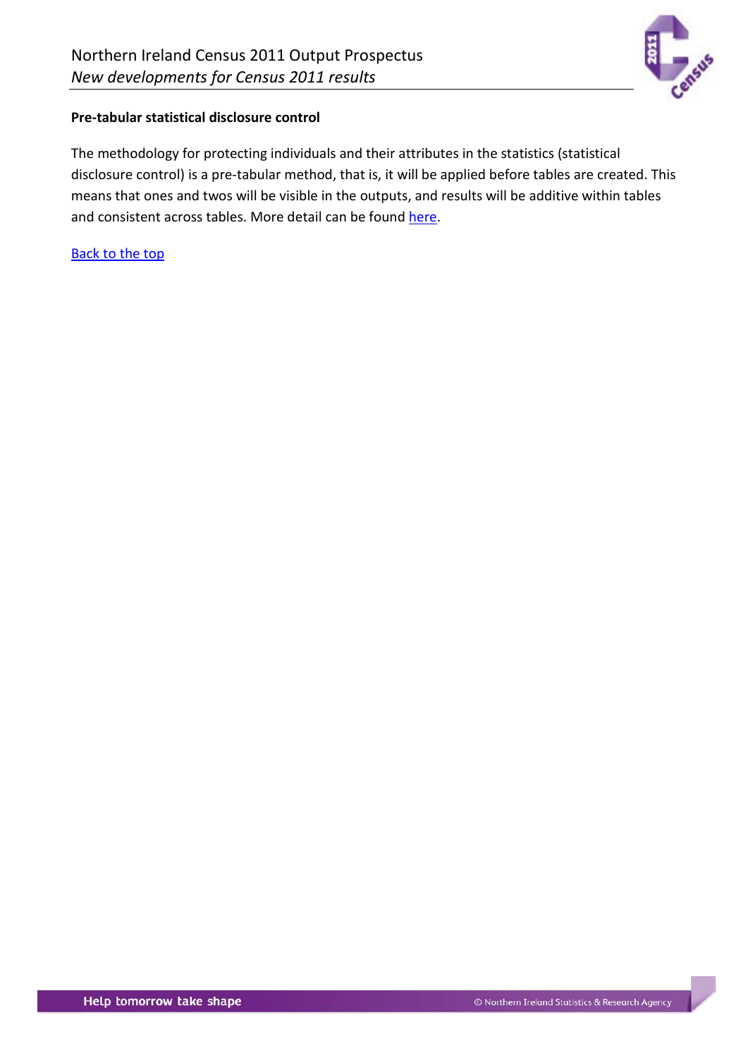**Pre-tabular statistical disclosure control**

The methodology for protecting individuals and their attributes in the statistics (statistical disclosure control) is a pre-tabular method, that is, it will be applied before tables are created. This means that ones and twos will be visible in the outputs, and results will be additive within tables and consistent across tables. More detail can be found here.

Back to the top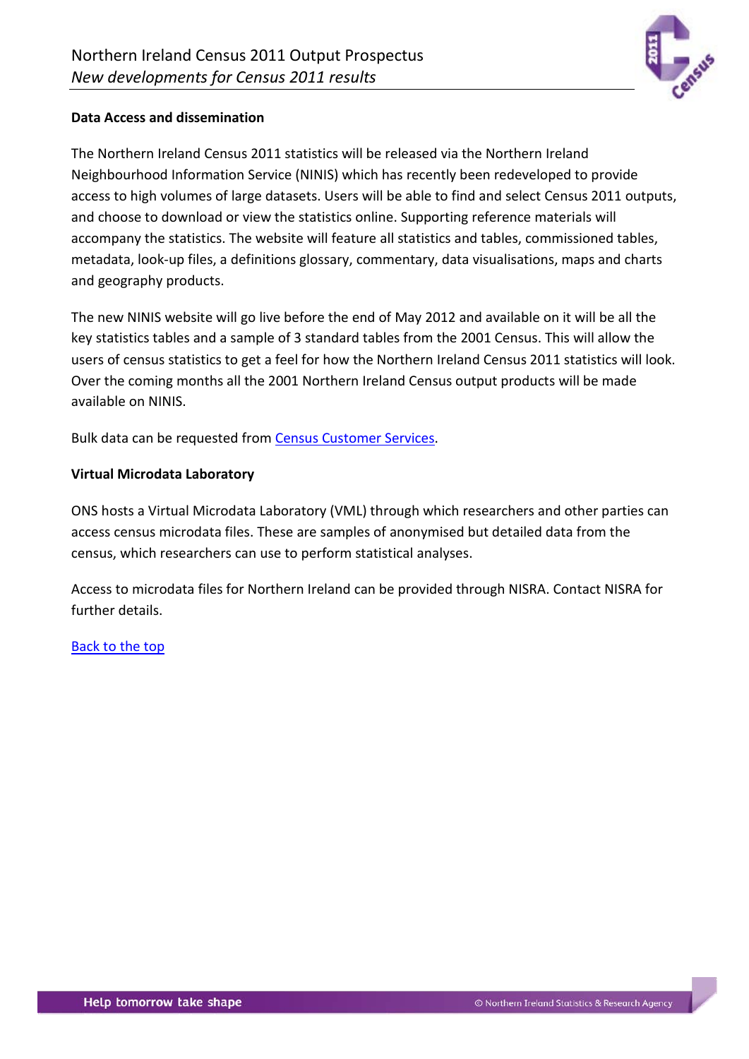**Data Access and dissemination**

The Northern Ireland Census 2011 statistics will be released via the Northern Ireland Neighbourhood Information Service (NINIS) which has recently been redeveloped to provide access to high volumes of large datasets. Users will be able to find and select Census 2011 outputs, and choose to download or view the statistics online. Supporting reference materials will accompany the statistics. The website will feature all statistics and tables, commissioned tables, metadata, look-up files, a definitions glossary, commentary, data visualisations, maps and charts and geography products.

The new NINIS website will go live before the end of May 2012 and available on it will be all the key statistics tables and a sample of 3 standard tables from the 2001 Census. This will allow the users of census statistics to get a feel for how the Northern Ireland Census 2011 statistics will look. Over the coming months all the 2001 Northern Ireland Census output products will be made available on NINIS.

Bulk data can be requested from Census Customer Services.

**Virtual Microdata Laboratory**

ONS hosts a Virtual Microdata Laboratory (VML) through which researchers and other parties can access census microdata files. These are samples of anonymised but detailed data from the census, which researchers can use to perform statistical analyses.

Access to microdata files for Northern Ireland can be provided through NISRA. Contact NISRA for further details.

Back to the top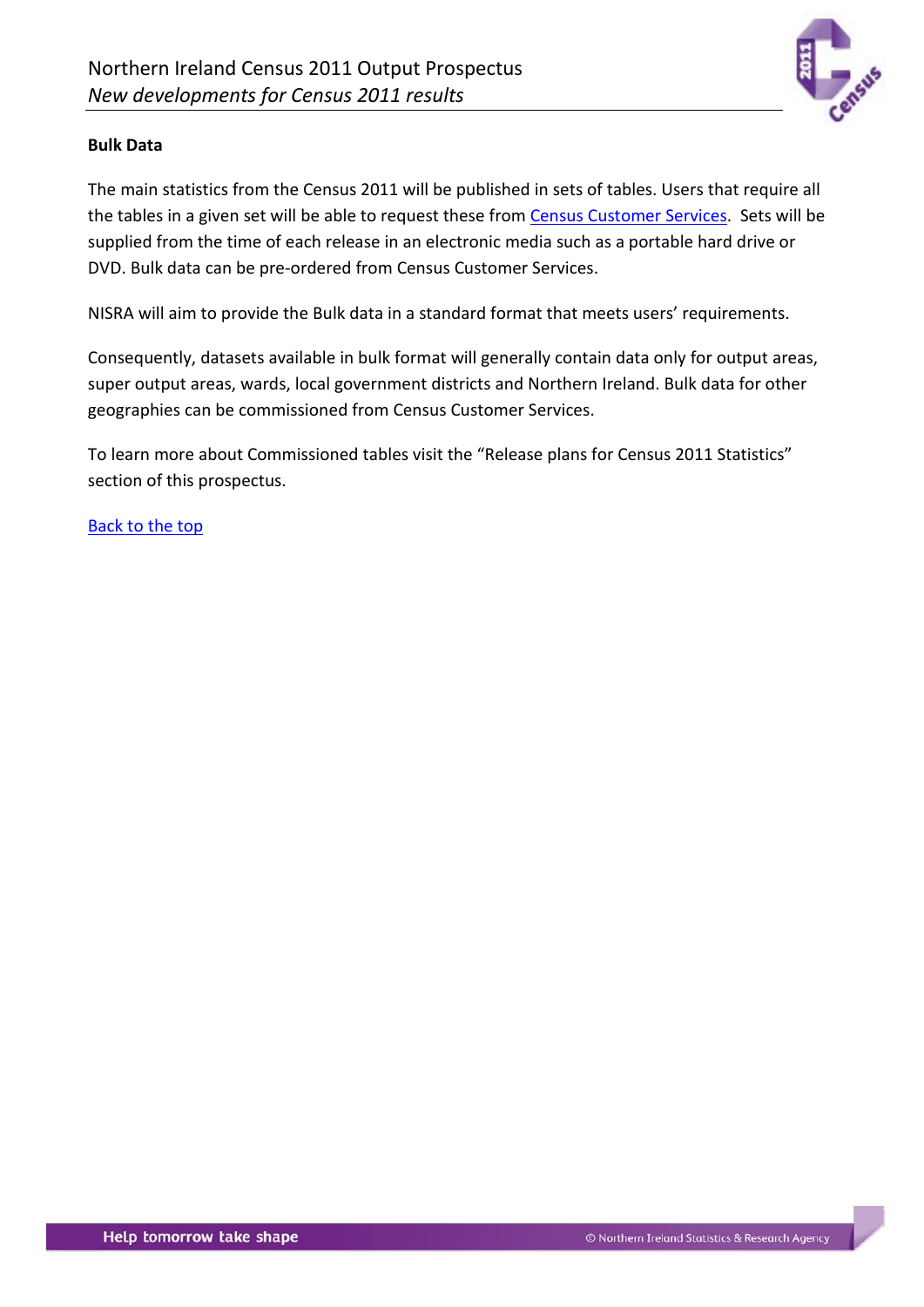## Bulk Data

The main statistics from the Census 2011 will be published in sets of tables. Users that require all the tables in a given set will be able to request these from Census Customer Services.  Sets will be supplied from the time of each release in an electronic media such as a portable hard drive or DVD. Bulk data can be pre-ordered from Census Customer Services.

NISRA will aim to provide the Bulk data in a standard format that meets users' requirements.

Consequently, datasets available in bulk format will generally contain data only for output areas, super output areas, wards, local government districts and Northern Ireland. Bulk data for other geographies can be commissioned from Census Customer Services.

To learn more about Commissioned tables visit the "Release plans for Census 2011 Statistics" section of this prospectus.

Back to the top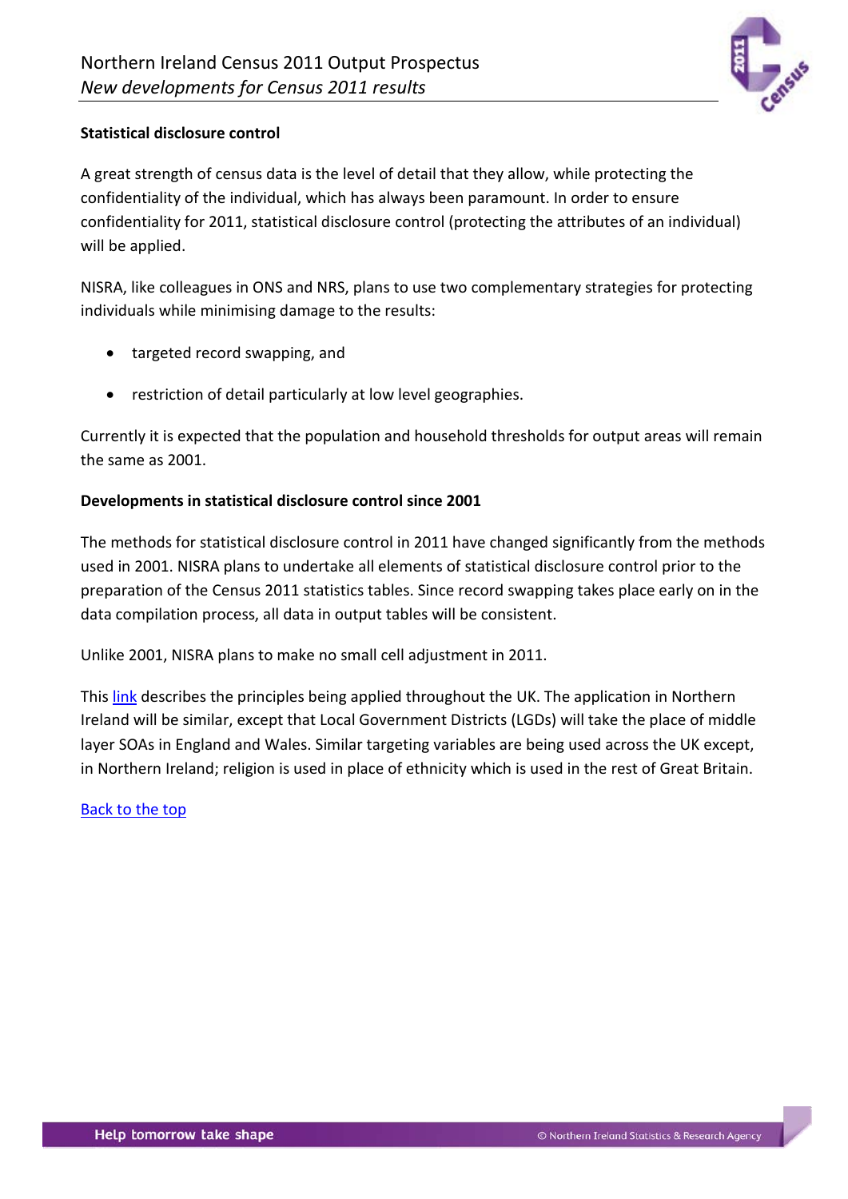**Statistical disclosure control**

A great strength of census data is the level of detail that they allow, while protecting the confidentiality of the individual, which has always been paramount. In order to ensure confidentiality for 2011, statistical disclosure control (protecting the attributes of an individual) will be applied.

NISRA, like colleagues in ONS and NRS, plans to use two complementary strategies for protecting individuals while minimising damage to the results:

- targeted record swapping, and
- restriction of detail particularly at low level geographies.

Currently it is expected that the population and household thresholds for output areas will remain the same as 2001.

**Developments in statistical disclosure control since 2001**

The methods for statistical disclosure control in 2011 have changed significantly from the methods used in 2001. NISRA plans to undertake all elements of statistical disclosure control prior to the preparation of the Census 2011 statistics tables. Since record swapping takes place early on in the data compilation process, all data in output tables will be consistent.

Unlike 2001, NISRA plans to make no small cell adjustment in 2011.

This link describes the principles being applied throughout the UK. The application in Northern Ireland will be similar, except that Local Government Districts (LGDs) will take the place of middle layer SOAs in England and Wales. Similar targeting variables are being used across the UK except, in Northern Ireland; religion is used in place of ethnicity which is used in the rest of Great Britain.

Back to the top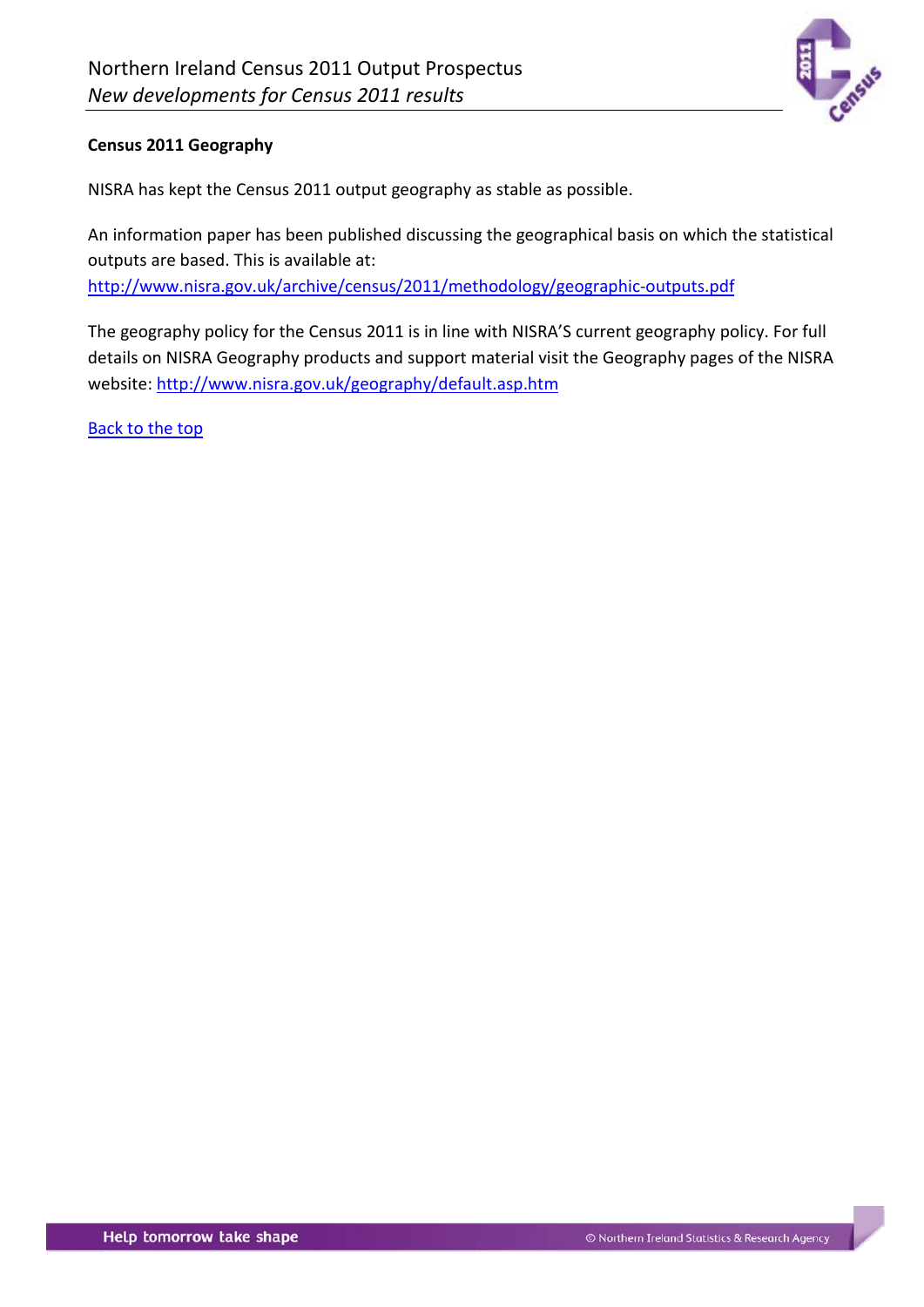**Census 2011 Geography**

NISRA has kept the Census 2011 output geography as stable as possible.

An information paper has been published discussing the geographical basis on which the statistical outputs are based. This is available at:
[http://www.nisra.gov.uk/archive/census/2011/methodology/geographic-outputs.pdf](http://www.nisra.gov.uk/archive/census/2011/methodology/geographic-outputs.pdf)

The geography policy for the Census 2011 is in line with NISRA'S current geography policy. For full details on NISRA Geography products and support material visit the Geography pages of the NISRA website: [http://www.nisra.gov.uk/geography/default.asp.htm](http://www.nisra.gov.uk/geography/default.asp.htm)

Back to the top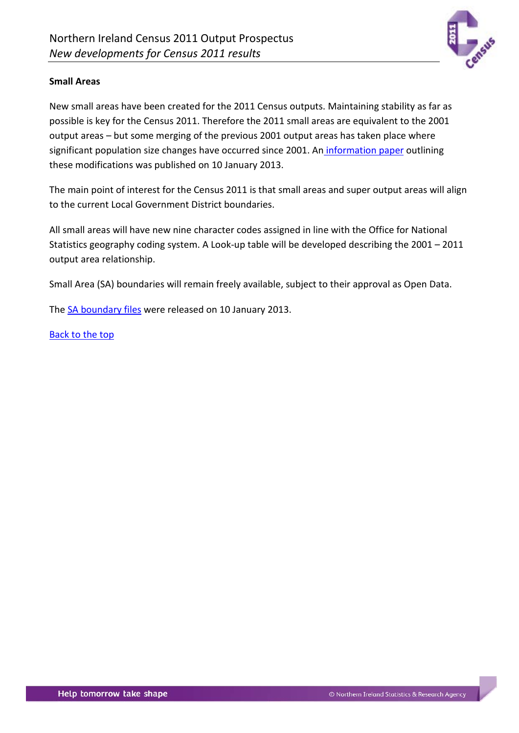**Small Areas**

New small areas have been created for the 2011 Census outputs. Maintaining stability as far as possible is key for the Census 2011. Therefore the 2011 small areas are equivalent to the 2001 output areas – but some merging of the previous 2001 output areas has taken place where significant population size changes have occurred since 2001. An information paper outlining these modifications was published on 10 January 2013.

The main point of interest for the Census 2011 is that small areas and super output areas will align to the current Local Government District boundaries.

All small areas will have new nine character codes assigned in line with the Office for National Statistics geography coding system. A Look-up table will be developed describing the 2001 – 2011 output area relationship.

Small Area (SA) boundaries will remain freely available, subject to their approval as Open Data.

The SA boundary files were released on 10 January 2013.

Back to the top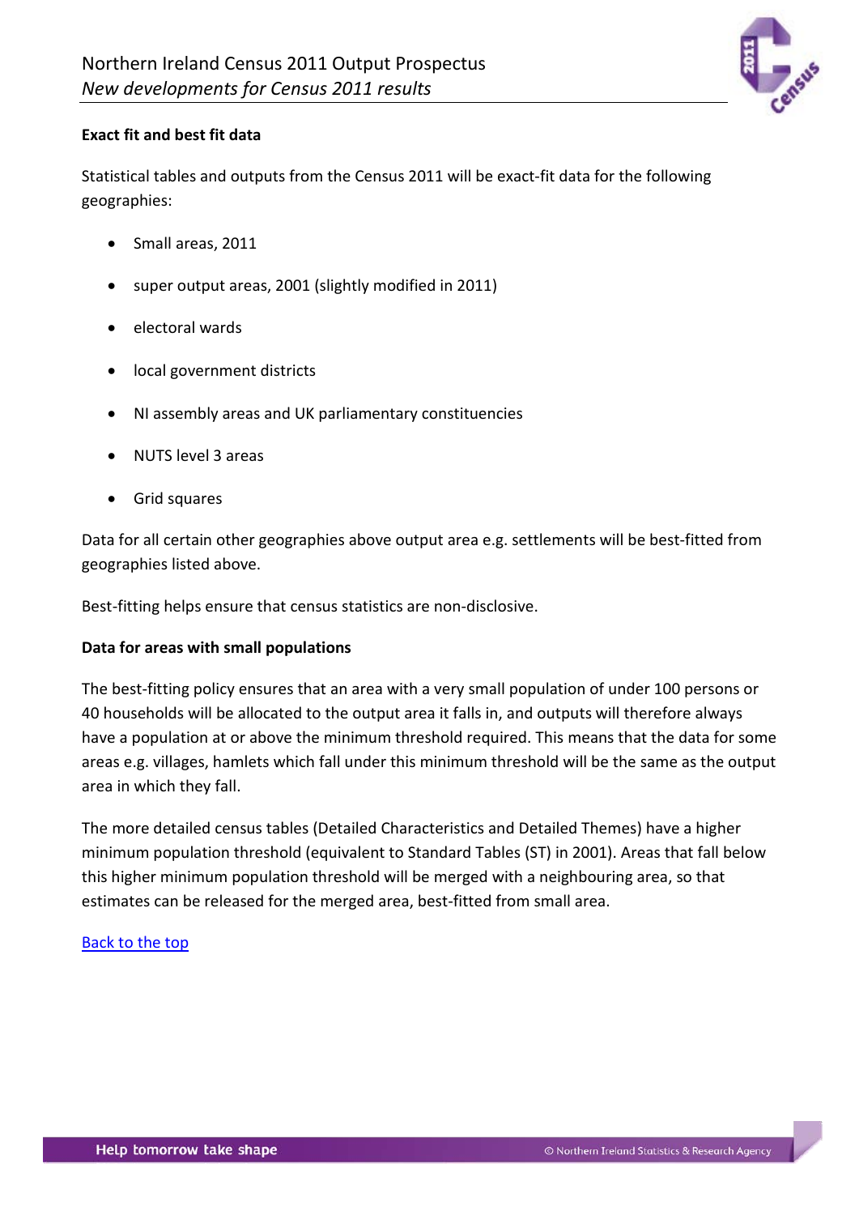**Exact fit and best fit data**

Statistical tables and outputs from the Census 2011 will be exact-fit data for the following geographies:

- Small areas, 2011
- super output areas, 2001 (slightly modified in 2011)
- electoral wards
- local government districts
- NI assembly areas and UK parliamentary constituencies
- NUTS level 3 areas
- Grid squares

Data for all certain other geographies above output area e.g. settlements will be best-fitted from geographies listed above.

Best-fitting helps ensure that census statistics are non-disclosive.

**Data for areas with small populations**

The best-fitting policy ensures that an area with a very small population of under 100 persons or 40 households will be allocated to the output area it falls in, and outputs will therefore always have a population at or above the minimum threshold required. This means that the data for some areas e.g. villages, hamlets which fall under this minimum threshold will be the same as the output area in which they fall.

The more detailed census tables (Detailed Characteristics and Detailed Themes) have a higher minimum population threshold (equivalent to Standard Tables (ST) in 2001). Areas that fall below this higher minimum population threshold will be merged with a neighbouring area, so that estimates can be released for the merged area, best-fitted from small area.

Back to the top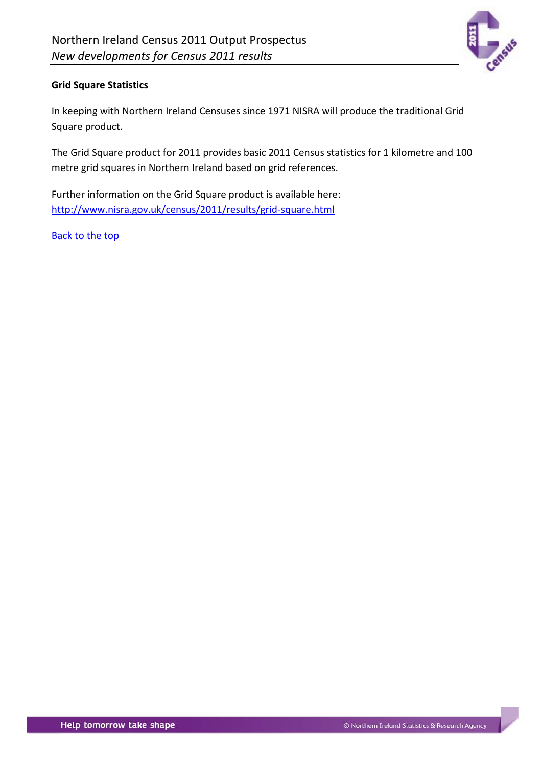### Grid Square Statistics

In keeping with Northern Ireland Censuses since 1971 NISRA will produce the traditional Grid Square product.

The Grid Square product for 2011 provides basic 2011 Census statistics for 1 kilometre and 100 metre grid squares in Northern Ireland based on grid references.

Further information on the Grid Square product is available here:
[http://www.nisra.gov.uk/census/2011/results/grid-square.html](http://www.nisra.gov.uk/census/2011/results/grid-square.html)

Back to the top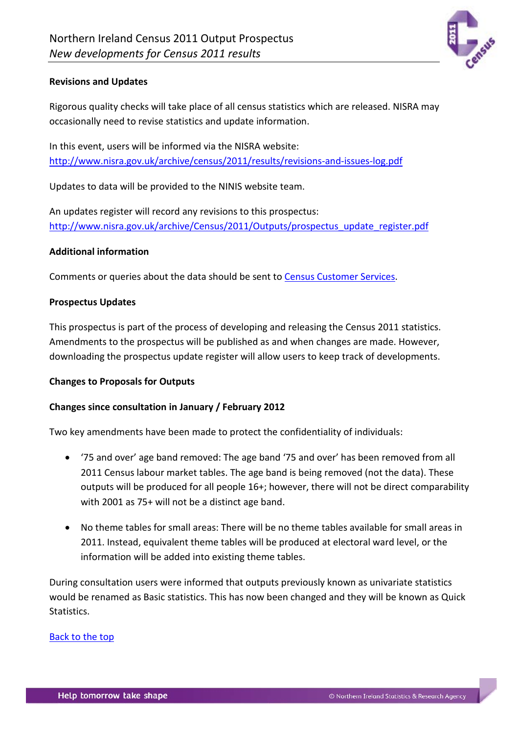### Revisions and Updates

Rigorous quality checks will take place of all census statistics which are released. NISRA may occasionally need to revise statistics and update information.

In this event, users will be informed via the NISRA website: [http://www.nisra.gov.uk/archive/census/2011/results/revisions-and-issues-log.pdf](http://www.nisra.gov.uk/archive/census/2011/results/revisions-and-issues-log.pdf)

Updates to data will be provided to the NINIS website team.

An updates register will record any revisions to this prospectus: [http://www.nisra.gov.uk/archive/Census/2011/Outputs/prospectus_update_register.pdf](http://www.nisra.gov.uk/archive/Census/2011/Outputs/prospectus_update_register.pdf)

### Additional information

Comments or queries about the data should be sent to Census Customer Services.

### Prospectus Updates

This prospectus is part of the process of developing and releasing the Census 2011 statistics. Amendments to the prospectus will be published as and when changes are made. However, downloading the prospectus update register will allow users to keep track of developments.

### Changes to Proposals for Outputs

#### Changes since consultation in January / February 2012

Two key amendments have been made to protect the confidentiality of individuals:

- '75 and over' age band removed: The age band '75 and over' has been removed from all 2011 Census labour market tables. The age band is being removed (not the data). These outputs will be produced for all people 16+; however, there will not be direct comparability with 2001 as 75+ will not be a distinct age band.
- No theme tables for small areas: There will be no theme tables available for small areas in 2011. Instead, equivalent theme tables will be produced at electoral ward level, or the information will be added into existing theme tables.

During consultation users were informed that outputs previously known as univariate statistics would be renamed as Basic statistics. This has now been changed and they will be known as Quick Statistics.

Back to the top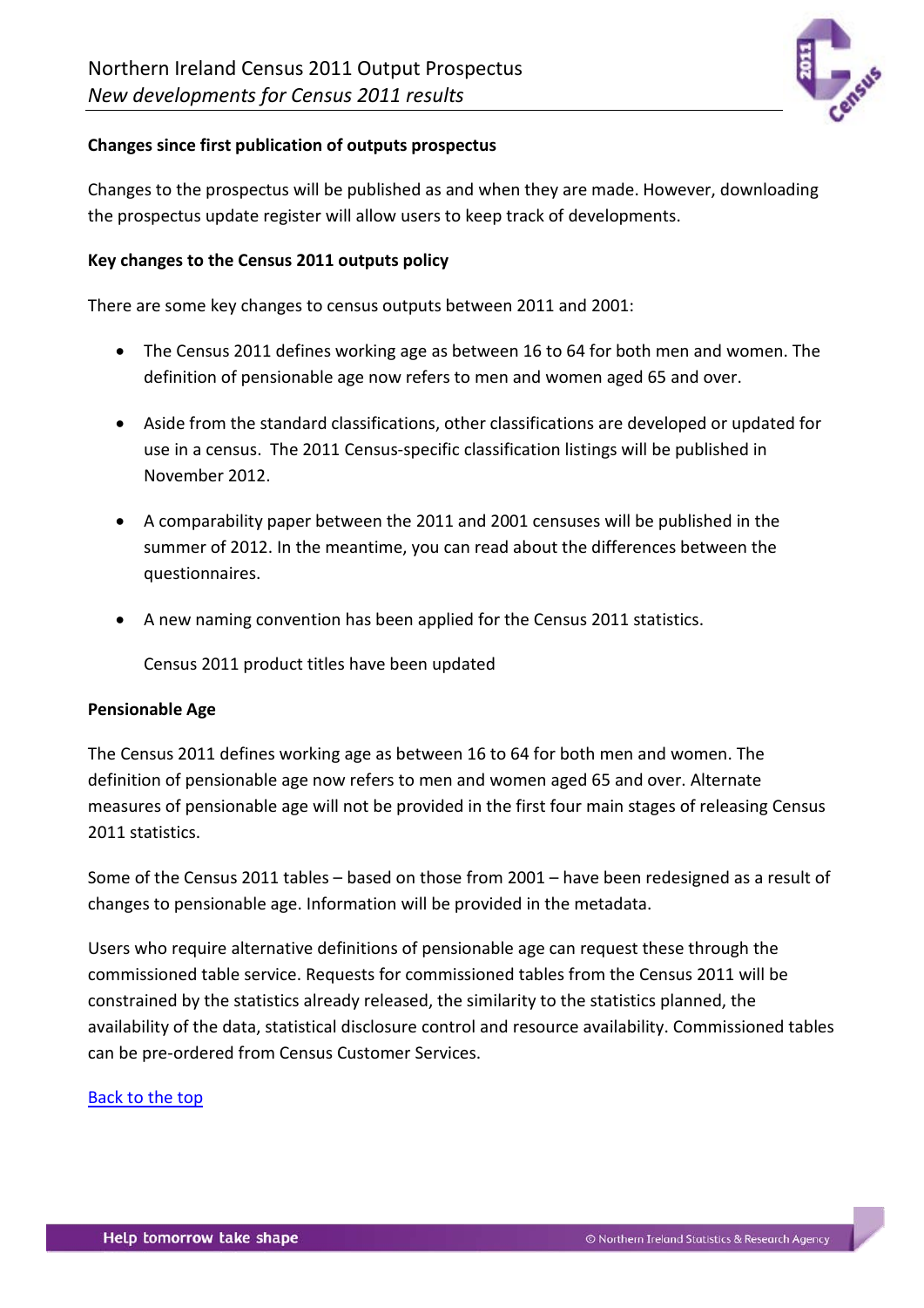**Changes since first publication of outputs prospectus**

Changes to the prospectus will be published as and when they are made. However, downloading the prospectus update register will allow users to keep track of developments.

**Key changes to the Census 2011 outputs policy**

There are some key changes to census outputs between 2011 and 2001:

- The Census 2011 defines working age as between 16 to 64 for both men and women. The definition of pensionable age now refers to men and women aged 65 and over.

- Aside from the standard classifications, other classifications are developed or updated for use in a census. The 2011 Census-specific classification listings will be published in November 2012.

- A comparability paper between the 2011 and 2001 censuses will be published in the summer of 2012. In the meantime, you can read about the differences between the questionnaires.

- A new naming convention has been applied for the Census 2011 statistics.

  Census 2011 product titles have been updated

**Pensionable Age**

The Census 2011 defines working age as between 16 to 64 for both men and women. The definition of pensionable age now refers to men and women aged 65 and over. Alternate measures of pensionable age will not be provided in the first four main stages of releasing Census 2011 statistics.

Some of the Census 2011 tables – based on those from 2001 – have been redesigned as a result of changes to pensionable age. Information will be provided in the metadata.

Users who require alternative definitions of pensionable age can request these through the commissioned table service. Requests for commissioned tables from the Census 2011 will be constrained by the statistics already released, the similarity to the statistics planned, the availability of the data, statistical disclosure control and resource availability. Commissioned tables can be pre-ordered from Census Customer Services.

Back to the top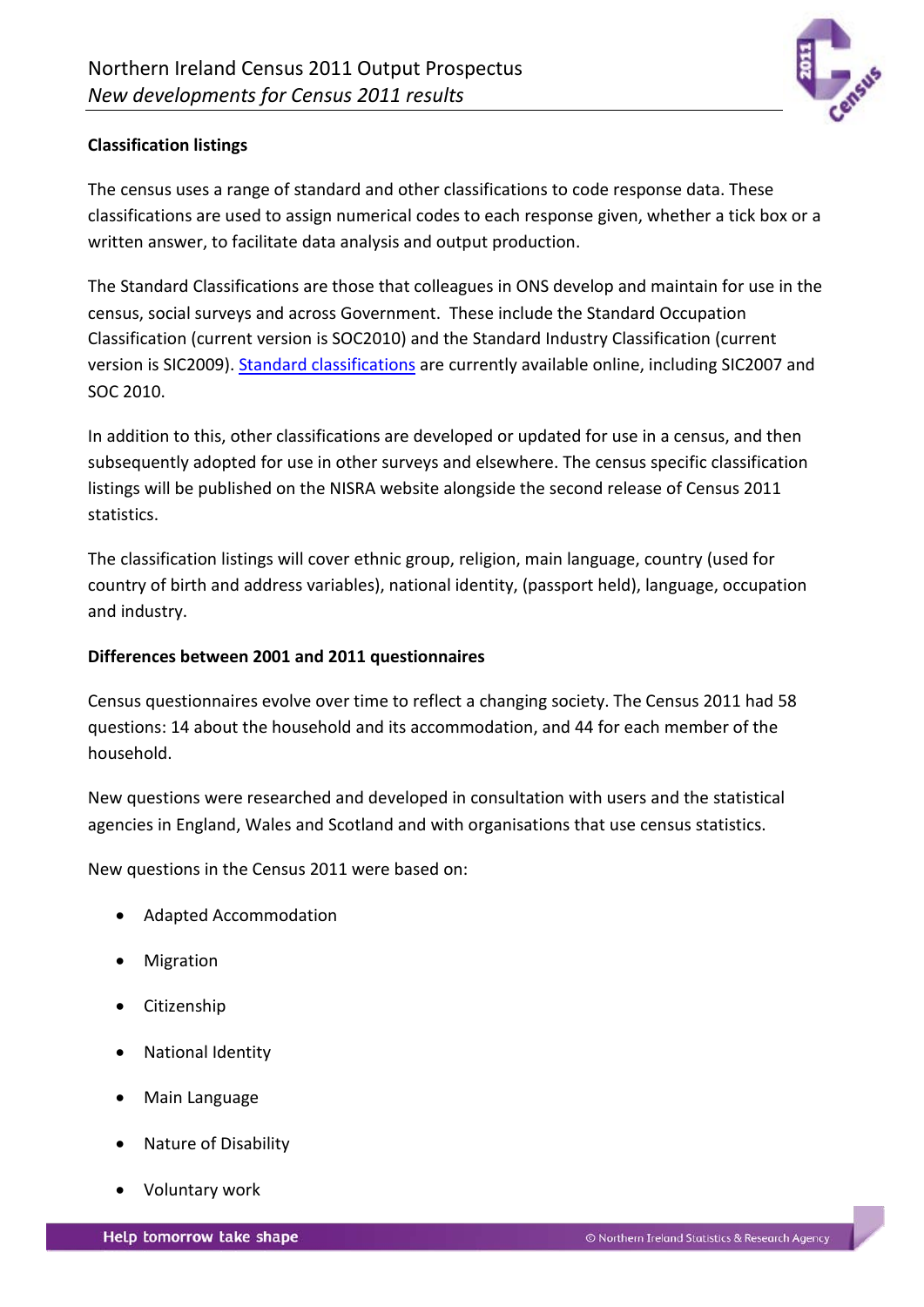**Classification listings**

The census uses a range of standard and other classifications to code response data. These classifications are used to assign numerical codes to each response given, whether a tick box or a written answer, to facilitate data analysis and output production.

The Standard Classifications are those that colleagues in ONS develop and maintain for use in the census, social surveys and across Government. These include the Standard Occupation Classification (current version is SOC2010) and the Standard Industry Classification (current version is SIC2009). Standard classifications are currently available online, including SIC2007 and SOC 2010.

In addition to this, other classifications are developed or updated for use in a census, and then subsequently adopted for use in other surveys and elsewhere. The census specific classification listings will be published on the NISRA website alongside the second release of Census 2011 statistics.

The classification listings will cover ethnic group, religion, main language, country (used for country of birth and address variables), national identity, (passport held), language, occupation and industry.

**Differences between 2001 and 2011 questionnaires**

Census questionnaires evolve over time to reflect a changing society. The Census 2011 had 58 questions: 14 about the household and its accommodation, and 44 for each member of the household.

New questions were researched and developed in consultation with users and the statistical agencies in England, Wales and Scotland and with organisations that use census statistics.

New questions in the Census 2011 were based on:

- Adapted Accommodation
- Migration
- Citizenship
- National Identity
- Main Language
- Nature of Disability
- Voluntary work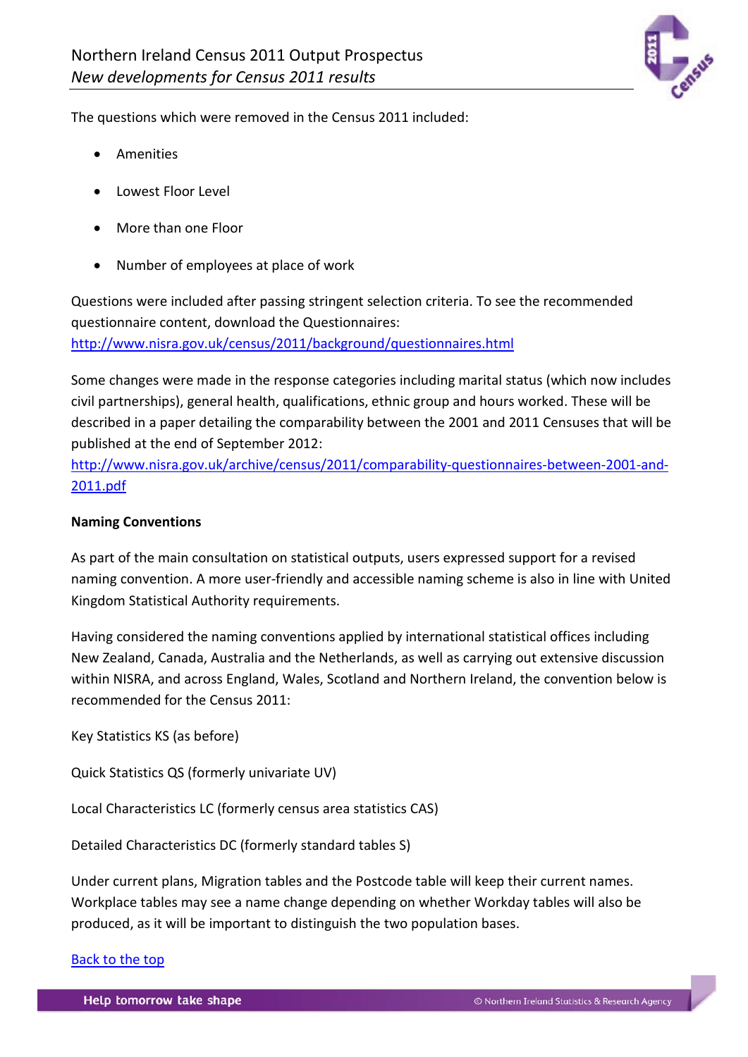The questions which were removed in the Census 2011 included:

- Amenities
- Lowest Floor Level
- More than one Floor
- Number of employees at place of work

Questions were included after passing stringent selection criteria. To see the recommended questionnaire content, download the Questionnaires: http://www.nisra.gov.uk/census/2011/background/questionnaires.html

Some changes were made in the response categories including marital status (which now includes civil partnerships), general health, qualifications, ethnic group and hours worked. These will be described in a paper detailing the comparability between the 2001 and 2011 Censuses that will be published at the end of September 2012: http://www.nisra.gov.uk/archive/census/2011/comparability-questionnaires-between-2001-and-2011.pdf

**Naming Conventions**

As part of the main consultation on statistical outputs, users expressed support for a revised naming convention. A more user-friendly and accessible naming scheme is also in line with United Kingdom Statistical Authority requirements.

Having considered the naming conventions applied by international statistical offices including New Zealand, Canada, Australia and the Netherlands, as well as carrying out extensive discussion within NISRA, and across England, Wales, Scotland and Northern Ireland, the convention below is recommended for the Census 2011:

Key Statistics KS (as before)

Quick Statistics QS (formerly univariate UV)

Local Characteristics LC (formerly census area statistics CAS)

Detailed Characteristics DC (formerly standard tables S)

Under current plans, Migration tables and the Postcode table will keep their current names. Workplace tables may see a name change depending on whether Workday tables will also be produced, as it will be important to distinguish the two population bases.

Back to the top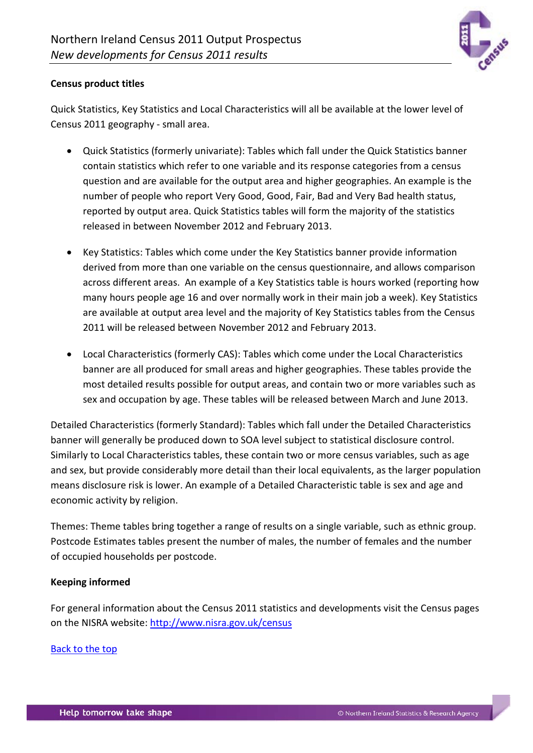**Census product titles**

Quick Statistics, Key Statistics and Local Characteristics will all be available at the lower level of Census 2011 geography - small area.

- Quick Statistics (formerly univariate): Tables which fall under the Quick Statistics banner contain statistics which refer to one variable and its response categories from a census question and are available for the output area and higher geographies. An example is the number of people who report Very Good, Good, Fair, Bad and Very Bad health status, reported by output area. Quick Statistics tables will form the majority of the statistics released in between November 2012 and February 2013.

- Key Statistics: Tables which come under the Key Statistics banner provide information derived from more than one variable on the census questionnaire, and allows comparison across different areas. An example of a Key Statistics table is hours worked (reporting how many hours people age 16 and over normally work in their main job a week). Key Statistics are available at output area level and the majority of Key Statistics tables from the Census 2011 will be released between November 2012 and February 2013.

- Local Characteristics (formerly CAS): Tables which come under the Local Characteristics banner are all produced for small areas and higher geographies. These tables provide the most detailed results possible for output areas, and contain two or more variables such as sex and occupation by age. These tables will be released between March and June 2013.

Detailed Characteristics (formerly Standard): Tables which fall under the Detailed Characteristics banner will generally be produced down to SOA level subject to statistical disclosure control. Similarly to Local Characteristics tables, these contain two or more census variables, such as age and sex, but provide considerably more detail than their local equivalents, as the larger population means disclosure risk is lower. An example of a Detailed Characteristic table is sex and age and economic activity by religion.

Themes: Theme tables bring together a range of results on a single variable, such as ethnic group. Postcode Estimates tables present the number of males, the number of females and the number of occupied households per postcode.

**Keeping informed**

For general information about the Census 2011 statistics and developments visit the Census pages on the NISRA website: http://www.nisra.gov.uk/census

Back to the top